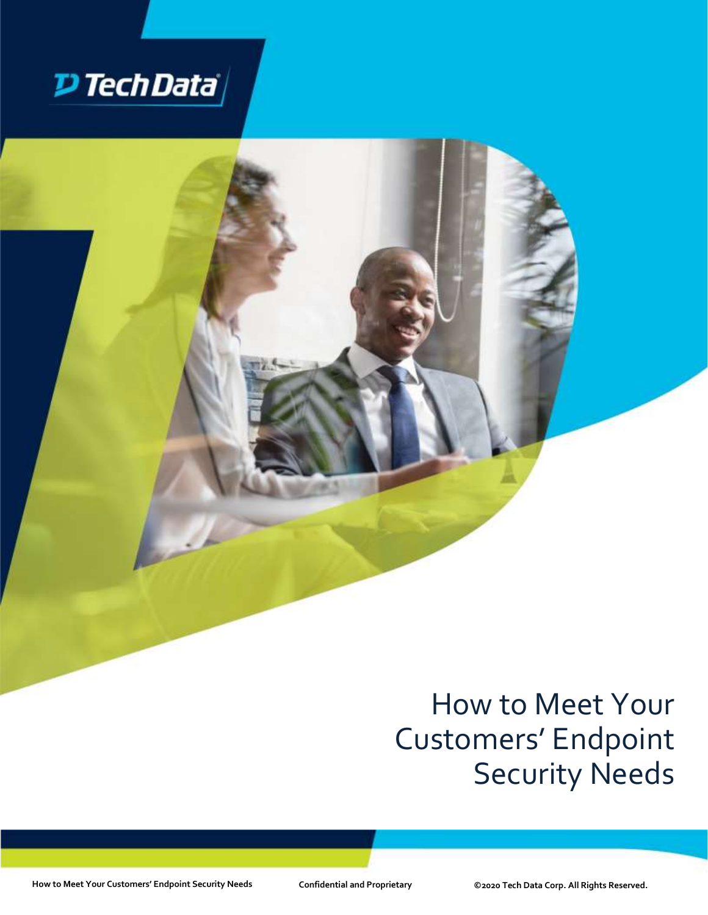Tech Data

# How to Meet Your Customers' Endpoint Security Needs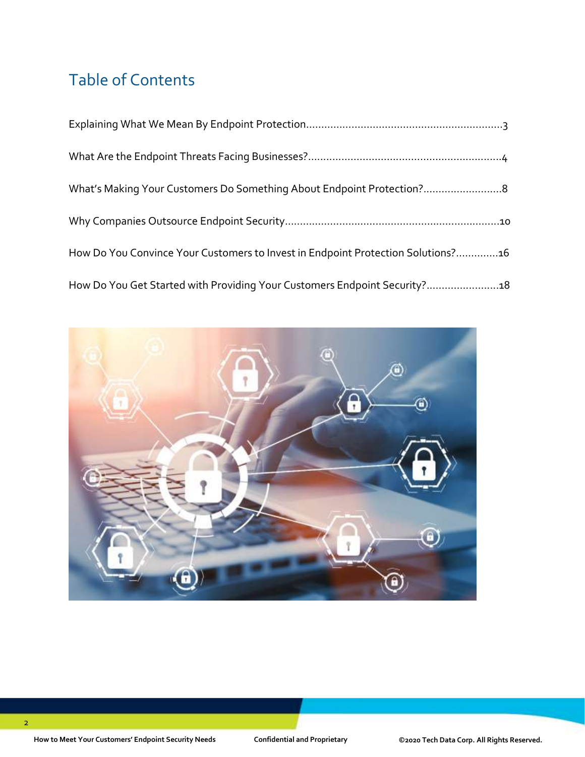# Table of Contents

Explaining What We Mean By Endpoint Protection....................................................................3

What Are the Endpoint Threats Facing Businesses?...................................................................4

What's Making Your Customers Do Something About Endpoint Protection?..........................8

Why Companies Outsource Endpoint Security.........................................................................10

How Do You Convince Your Customers to Invest in Endpoint Protection Solutions?..............16

How Do You Get Started with Providing Your Customers Endpoint Security?........................18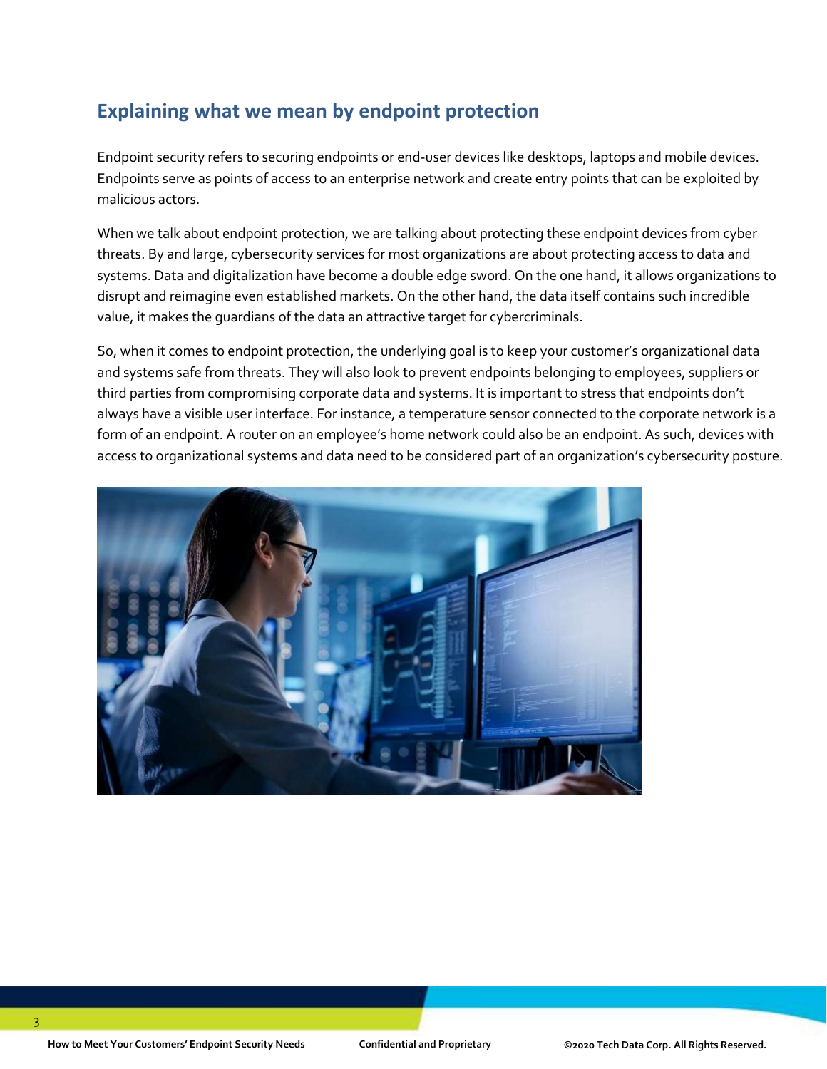## Explaining what we mean by endpoint protection

Endpoint security refers to securing endpoints or end-user devices like desktops, laptops and mobile devices. Endpoints serve as points of access to an enterprise network and create entry points that can be exploited by malicious actors.

When we talk about endpoint protection, we are talking about protecting these endpoint devices from cyber threats. By and large, cybersecurity services for most organizations are about protecting access to data and systems. Data and digitalization have become a double edge sword. On the one hand, it allows organizations to disrupt and reimagine even established markets. On the other hand, the data itself contains such incredible value, it makes the guardians of the data an attractive target for cybercriminals.

So, when it comes to endpoint protection, the underlying goal is to keep your customer's organizational data and systems safe from threats. They will also look to prevent endpoints belonging to employees, suppliers or third parties from compromising corporate data and systems. It is important to stress that endpoints don't always have a visible user interface. For instance, a temperature sensor connected to the corporate network is a form of an endpoint. A router on an employee's home network could also be an endpoint. As such, devices with access to organizational systems and data need to be considered part of an organization's cybersecurity posture.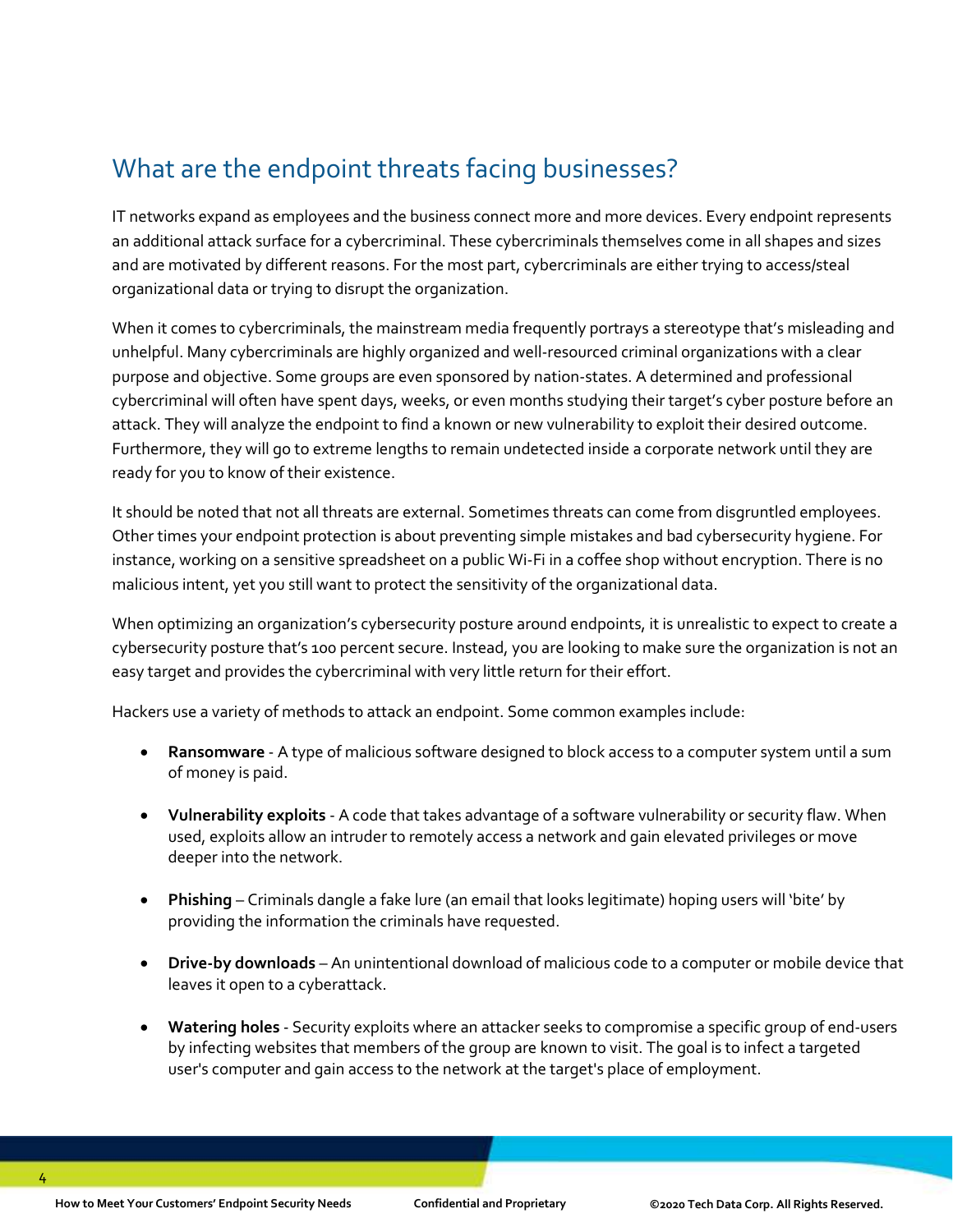## What are the endpoint threats facing businesses?

IT networks expand as employees and the business connect more and more devices. Every endpoint represents an additional attack surface for a cybercriminal. These cybercriminals themselves come in all shapes and sizes and are motivated by different reasons. For the most part, cybercriminals are either trying to access/steal organizational data or trying to disrupt the organization.

When it comes to cybercriminals, the mainstream media frequently portrays a stereotype that's misleading and unhelpful. Many cybercriminals are highly organized and well-resourced criminal organizations with a clear purpose and objective. Some groups are even sponsored by nation-states. A determined and professional cybercriminal will often have spent days, weeks, or even months studying their target's cyber posture before an attack. They will analyze the endpoint to find a known or new vulnerability to exploit their desired outcome. Furthermore, they will go to extreme lengths to remain undetected inside a corporate network until they are ready for you to know of their existence.

It should be noted that not all threats are external. Sometimes threats can come from disgruntled employees. Other times your endpoint protection is about preventing simple mistakes and bad cybersecurity hygiene. For instance, working on a sensitive spreadsheet on a public Wi-Fi in a coffee shop without encryption. There is no malicious intent, yet you still want to protect the sensitivity of the organizational data.

When optimizing an organization's cybersecurity posture around endpoints, it is unrealistic to expect to create a cybersecurity posture that's 100 percent secure. Instead, you are looking to make sure the organization is not an easy target and provides the cybercriminal with very little return for their effort.

Hackers use a variety of methods to attack an endpoint. Some common examples include:

- **Ransomware** - A type of malicious software designed to block access to a computer system until a sum of money is paid.
- **Vulnerability exploits** - A code that takes advantage of a software vulnerability or security flaw. When used, exploits allow an intruder to remotely access a network and gain elevated privileges or move deeper into the network.
- **Phishing** – Criminals dangle a fake lure (an email that looks legitimate) hoping users will 'bite' by providing the information the criminals have requested.
- **Drive-by downloads** – An unintentional download of malicious code to a computer or mobile device that leaves it open to a cyberattack.
- **Watering holes** - Security exploits where an attacker seeks to compromise a specific group of end-users by infecting websites that members of the group are known to visit. The goal is to infect a targeted user's computer and gain access to the network at the target's place of employment.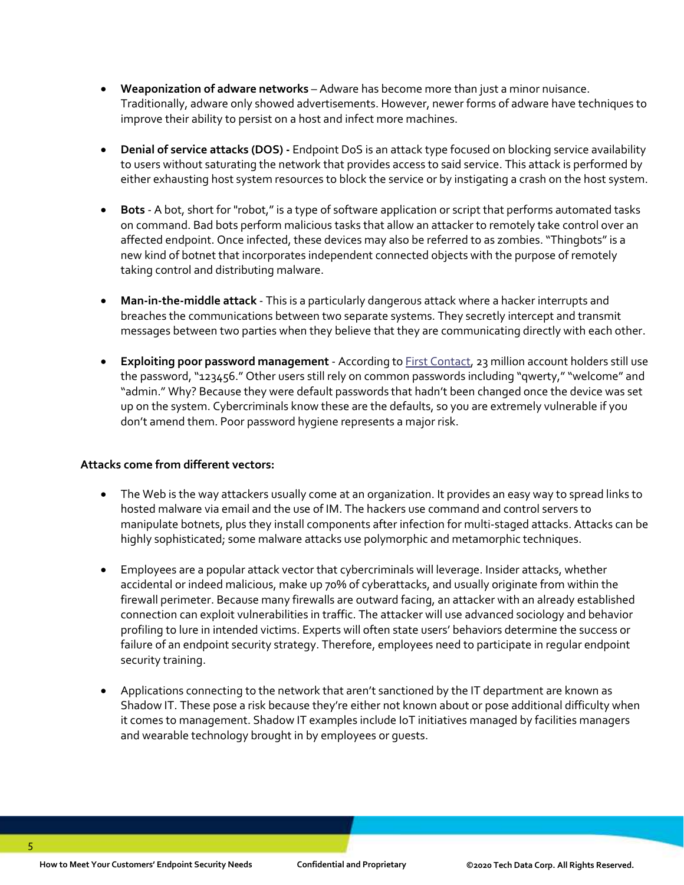- **Weaponization of adware networks** – Adware has become more than just a minor nuisance. Traditionally, adware only showed advertisements. However, newer forms of adware have techniques to improve their ability to persist on a host and infect more machines.

- **Denial of service attacks (DOS) -** Endpoint DoS is an attack type focused on blocking service availability to users without saturating the network that provides access to said service. This attack is performed by either exhausting host system resources to block the service or by instigating a crash on the host system.

- **Bots** - A bot, short for "robot," is a type of software application or script that performs automated tasks on command. Bad bots perform malicious tasks that allow an attacker to remotely take control over an affected endpoint. Once infected, these devices may also be referred to as zombies. "Thingbots" is a new kind of botnet that incorporates independent connected objects with the purpose of remotely taking control and distributing malware.

- **Man-in-the-middle attack** - This is a particularly dangerous attack where a hacker interrupts and breaches the communications between two separate systems. They secretly intercept and transmit messages between two parties when they believe that they are communicating directly with each other.

- **Exploiting poor password management** - According to First Contact, 23 million account holders still use the password, "123456." Other users still rely on common passwords including "qwerty," "welcome" and "admin." Why? Because they were default passwords that hadn't been changed once the device was set up on the system. Cybercriminals know these are the defaults, so you are extremely vulnerable if you don't amend them. Poor password hygiene represents a major risk.

**Attacks come from different vectors:**

- The Web is the way attackers usually come at an organization. It provides an easy way to spread links to hosted malware via email and the use of IM. The hackers use command and control servers to manipulate botnets, plus they install components after infection for multi-staged attacks. Attacks can be highly sophisticated; some malware attacks use polymorphic and metamorphic techniques.

- Employees are a popular attack vector that cybercriminals will leverage. Insider attacks, whether accidental or indeed malicious, make up 70% of cyberattacks, and usually originate from within the firewall perimeter. Because many firewalls are outward facing, an attacker with an already established connection can exploit vulnerabilities in traffic. The attacker will use advanced sociology and behavior profiling to lure in intended victims. Experts will often state users' behaviors determine the success or failure of an endpoint security strategy. Therefore, employees need to participate in regular endpoint security training.

- Applications connecting to the network that aren't sanctioned by the IT department are known as Shadow IT. These pose a risk because they're either not known about or pose additional difficulty when it comes to management. Shadow IT examples include IoT initiatives managed by facilities managers and wearable technology brought in by employees or guests.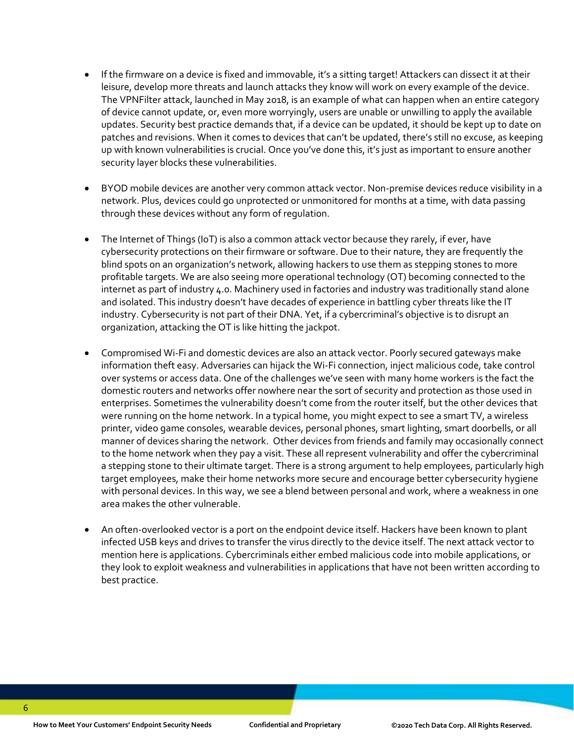- If the firmware on a device is fixed and immovable, it's a sitting target! Attackers can dissect it at their leisure, develop more threats and launch attacks they know will work on every example of the device. The VPNFilter attack, launched in May 2018, is an example of what can happen when an entire category of device cannot update, or, even more worryingly, users are unable or unwilling to apply the available updates. Security best practice demands that, if a device can be updated, it should be kept up to date on patches and revisions. When it comes to devices that can't be updated, there's still no excuse, as keeping up with known vulnerabilities is crucial. Once you've done this, it's just as important to ensure another security layer blocks these vulnerabilities.

- BYOD mobile devices are another very common attack vector. Non-premise devices reduce visibility in a network. Plus, devices could go unprotected or unmonitored for months at a time, with data passing through these devices without any form of regulation.

- The Internet of Things (IoT) is also a common attack vector because they rarely, if ever, have cybersecurity protections on their firmware or software. Due to their nature, they are frequently the blind spots on an organization's network, allowing hackers to use them as stepping stones to more profitable targets. We are also seeing more operational technology (OT) becoming connected to the internet as part of industry 4.0. Machinery used in factories and industry was traditionally stand alone and isolated. This industry doesn't have decades of experience in battling cyber threats like the IT industry. Cybersecurity is not part of their DNA. Yet, if a cybercriminal's objective is to disrupt an organization, attacking the OT is like hitting the jackpot.

- Compromised Wi-Fi and domestic devices are also an attack vector. Poorly secured gateways make information theft easy. Adversaries can hijack the Wi-Fi connection, inject malicious code, take control over systems or access data. One of the challenges we've seen with many home workers is the fact the domestic routers and networks offer nowhere near the sort of security and protection as those used in enterprises. Sometimes the vulnerability doesn't come from the router itself, but the other devices that were running on the home network. In a typical home, you might expect to see a smart TV, a wireless printer, video game consoles, wearable devices, personal phones, smart lighting, smart doorbells, or all manner of devices sharing the network. Other devices from friends and family may occasionally connect to the home network when they pay a visit. These all represent vulnerability and offer the cybercriminal a stepping stone to their ultimate target. There is a strong argument to help employees, particularly high target employees, make their home networks more secure and encourage better cybersecurity hygiene with personal devices. In this way, we see a blend between personal and work, where a weakness in one area makes the other vulnerable.

- An often-overlooked vector is a port on the endpoint device itself. Hackers have been known to plant infected USB keys and drives to transfer the virus directly to the device itself. The next attack vector to mention here is applications. Cybercriminals either embed malicious code into mobile applications, or they look to exploit weakness and vulnerabilities in applications that have not been written according to best practice.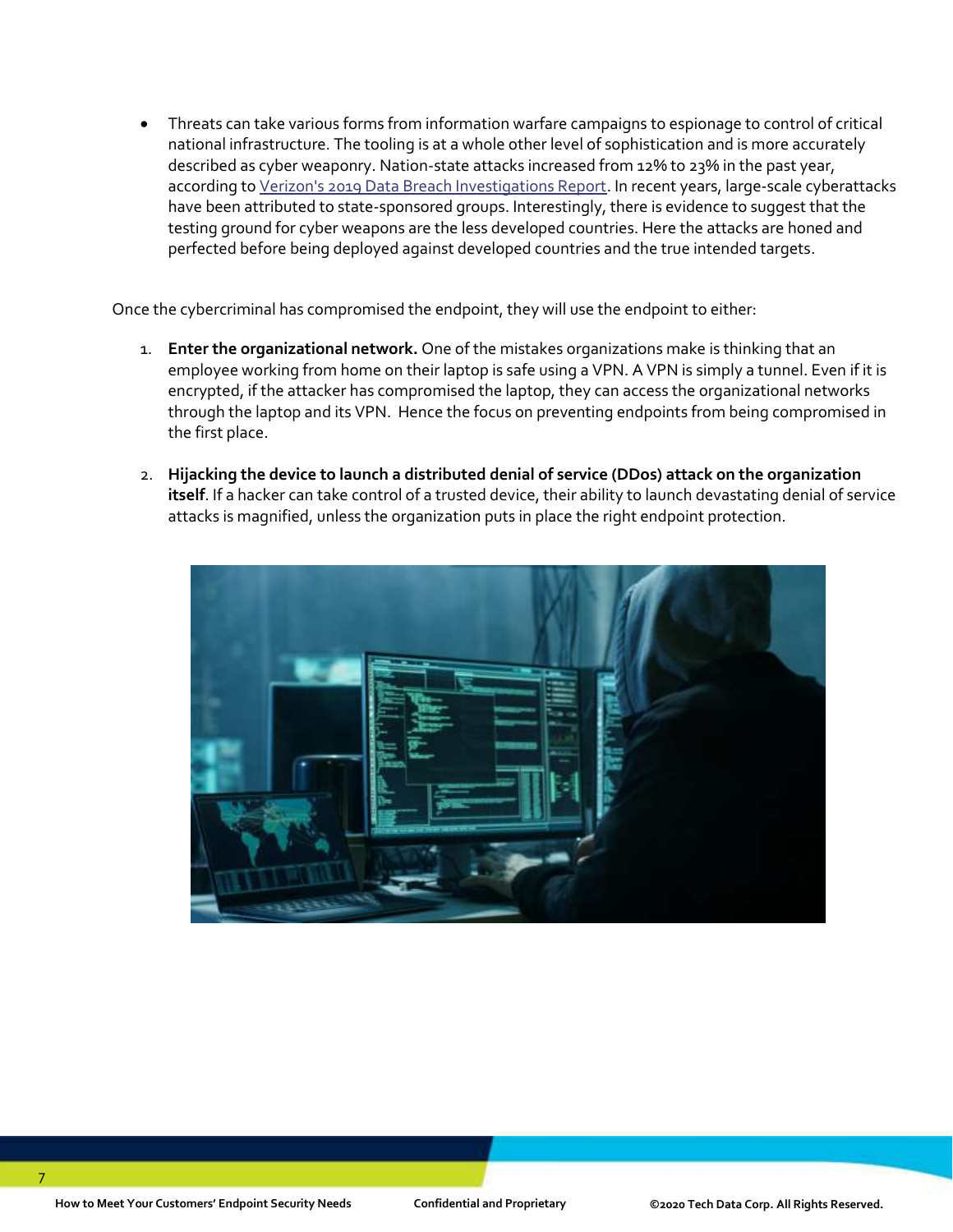- Threats can take various forms from information warfare campaigns to espionage to control of critical national infrastructure. The tooling is at a whole other level of sophistication and is more accurately described as cyber weaponry. Nation-state attacks increased from 12% to 23% in the past year, according to [Verizon's 2019 Data Breach Investigations Report](). In recent years, large-scale cyberattacks have been attributed to state-sponsored groups. Interestingly, there is evidence to suggest that the testing ground for cyber weapons are the less developed countries. Here the attacks are honed and perfected before being deployed against developed countries and the true intended targets.

Once the cybercriminal has compromised the endpoint, they will use the endpoint to either:

1. **Enter the organizational network.** One of the mistakes organizations make is thinking that an employee working from home on their laptop is safe using a VPN. A VPN is simply a tunnel. Even if it is encrypted, if the attacker has compromised the laptop, they can access the organizational networks through the laptop and its VPN. Hence the focus on preventing endpoints from being compromised in the first place.

2. **Hijacking the device to launch a distributed denial of service (DDos) attack on the organization itself**. If a hacker can take control of a trusted device, their ability to launch devastating denial of service attacks is magnified, unless the organization puts in place the right endpoint protection.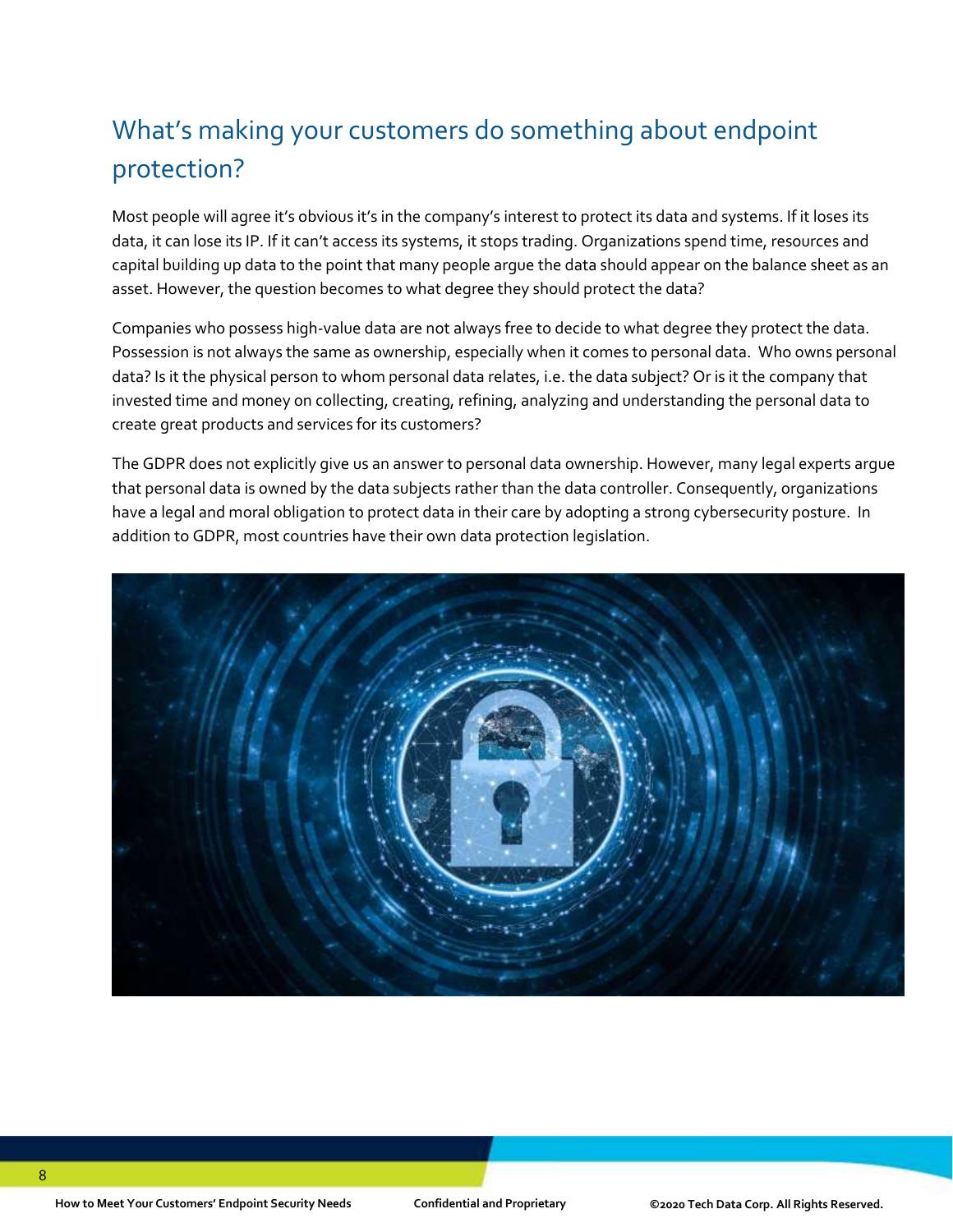## What's making your customers do something about endpoint protection?

Most people will agree it's obvious it's in the company's interest to protect its data and systems. If it loses its data, it can lose its IP. If it can't access its systems, it stops trading. Organizations spend time, resources and capital building up data to the point that many people argue the data should appear on the balance sheet as an asset. However, the question becomes to what degree they should protect the data?

Companies who possess high-value data are not always free to decide to what degree they protect the data. Possession is not always the same as ownership, especially when it comes to personal data. Who owns personal data? Is it the physical person to whom personal data relates, i.e. the data subject? Or is it the company that invested time and money on collecting, creating, refining, analyzing and understanding the personal data to create great products and services for its customers?

The GDPR does not explicitly give us an answer to personal data ownership. However, many legal experts argue that personal data is owned by the data subjects rather than the data controller. Consequently, organizations have a legal and moral obligation to protect data in their care by adopting a strong cybersecurity posture. In addition to GDPR, most countries have their own data protection legislation.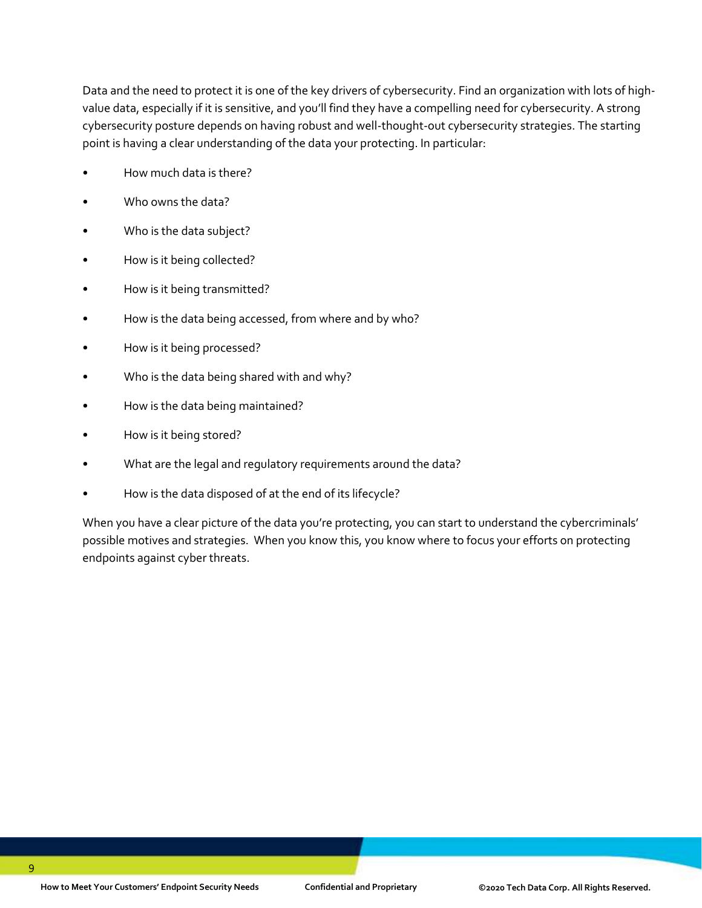Data and the need to protect it is one of the key drivers of cybersecurity. Find an organization with lots of high-value data, especially if it is sensitive, and you'll find they have a compelling need for cybersecurity. A strong cybersecurity posture depends on having robust and well-thought-out cybersecurity strategies. The starting point is having a clear understanding of the data your protecting. In particular:

- How much data is there?
- Who owns the data?
- Who is the data subject?
- How is it being collected?
- How is it being transmitted?
- How is the data being accessed, from where and by who?
- How is it being processed?
- Who is the data being shared with and why?
- How is the data being maintained?
- How is it being stored?
- What are the legal and regulatory requirements around the data?
- How is the data disposed of at the end of its lifecycle?

When you have a clear picture of the data you're protecting, you can start to understand the cybercriminals' possible motives and strategies. When you know this, you know where to focus your efforts on protecting endpoints against cyber threats.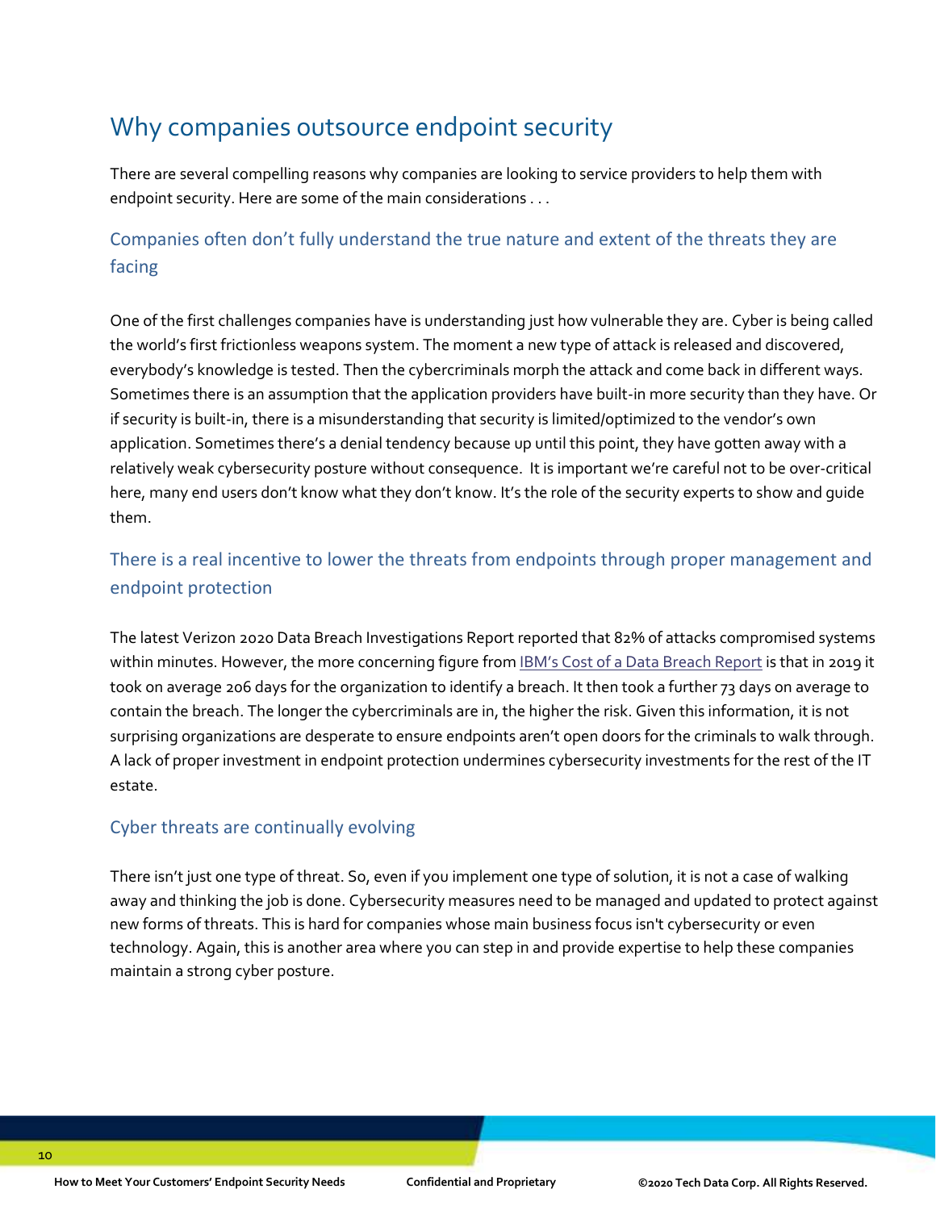# Why companies outsource endpoint security

There are several compelling reasons why companies are looking to service providers to help them with endpoint security. Here are some of the main considerations . . .

## Companies often don't fully understand the true nature and extent of the threats they are facing

One of the first challenges companies have is understanding just how vulnerable they are. Cyber is being called the world's first frictionless weapons system. The moment a new type of attack is released and discovered, everybody's knowledge is tested. Then the cybercriminals morph the attack and come back in different ways. Sometimes there is an assumption that the application providers have built-in more security than they have. Or if security is built-in, there is a misunderstanding that security is limited/optimized to the vendor's own application. Sometimes there's a denial tendency because up until this point, they have gotten away with a relatively weak cybersecurity posture without consequence.  It is important we're careful not to be over-critical here, many end users don't know what they don't know. It's the role of the security experts to show and guide them.

## There is a real incentive to lower the threats from endpoints through proper management and endpoint protection

The latest Verizon 2020 Data Breach Investigations Report reported that 82% of attacks compromised systems within minutes. However, the more concerning figure from IBM's Cost of a Data Breach Report is that in 2019 it took on average 206 days for the organization to identify a breach. It then took a further 73 days on average to contain the breach. The longer the cybercriminals are in, the higher the risk. Given this information, it is not surprising organizations are desperate to ensure endpoints aren't open doors for the criminals to walk through. A lack of proper investment in endpoint protection undermines cybersecurity investments for the rest of the IT estate.

## Cyber threats are continually evolving

There isn't just one type of threat. So, even if you implement one type of solution, it is not a case of walking away and thinking the job is done. Cybersecurity measures need to be managed and updated to protect against new forms of threats. This is hard for companies whose main business focus isn't cybersecurity or even technology. Again, this is another area where you can step in and provide expertise to help these companies maintain a strong cyber posture.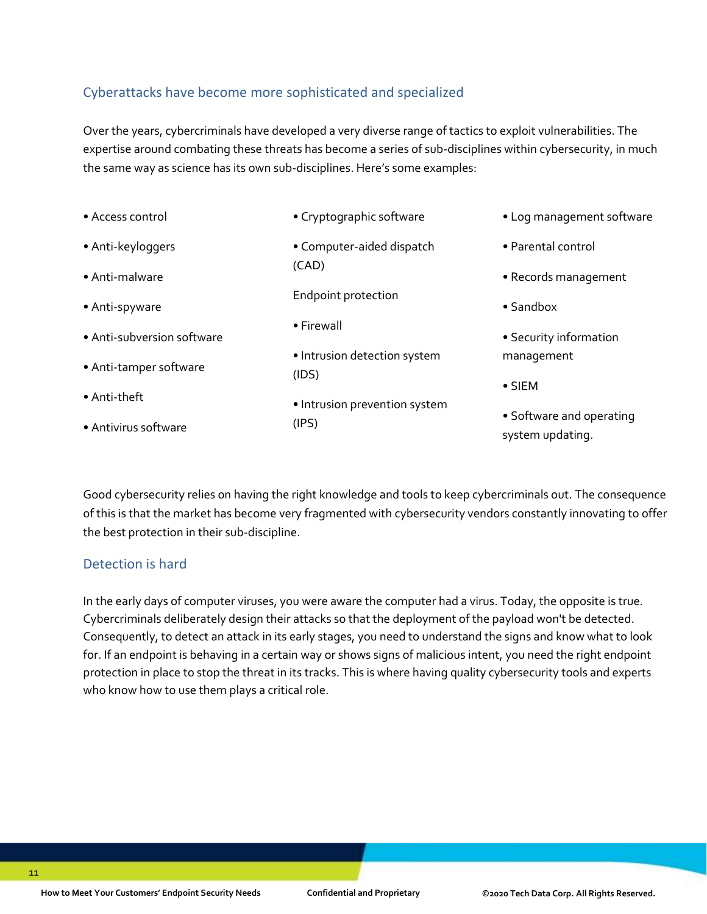## Cyberattacks have become more sophisticated and specialized

Over the years, cybercriminals have developed a very diverse range of tactics to exploit vulnerabilities. The expertise around combating these threats has become a series of sub-disciplines within cybersecurity, in much the same way as science has its own sub-disciplines. Here's some examples:

- Access control
- Anti-keyloggers
- Anti-malware
- Anti-spyware
- Anti-subversion software
- Anti-tamper software
- Anti-theft
- Antivirus software
- Cryptographic software
- Computer-aided dispatch (CAD)

Endpoint protection

- Firewall
- Intrusion detection system (IDS)
- Intrusion prevention system (IPS)
- Log management software
- Parental control
- Records management
- Sandbox
- Security information management
- SIEM
- Software and operating system updating.

Good cybersecurity relies on having the right knowledge and tools to keep cybercriminals out. The consequence of this is that the market has become very fragmented with cybersecurity vendors constantly innovating to offer the best protection in their sub-discipline.

## Detection is hard

In the early days of computer viruses, you were aware the computer had a virus. Today, the opposite is true. Cybercriminals deliberately design their attacks so that the deployment of the payload won't be detected. Consequently, to detect an attack in its early stages, you need to understand the signs and know what to look for. If an endpoint is behaving in a certain way or shows signs of malicious intent, you need the right endpoint protection in place to stop the threat in its tracks. This is where having quality cybersecurity tools and experts who know how to use them plays a critical role.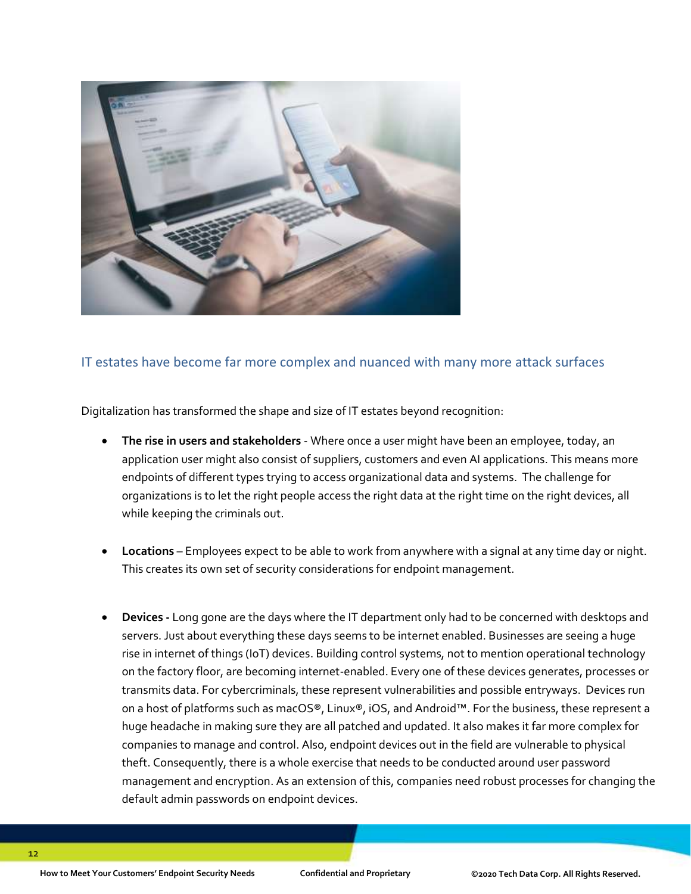## IT estates have become far more complex and nuanced with many more attack surfaces

Digitalization has transformed the shape and size of IT estates beyond recognition:

- **The rise in users and stakeholders** - Where once a user might have been an employee, today, an application user might also consist of suppliers, customers and even AI applications. This means more endpoints of different types trying to access organizational data and systems. The challenge for organizations is to let the right people access the right data at the right time on the right devices, all while keeping the criminals out.

- **Locations** – Employees expect to be able to work from anywhere with a signal at any time day or night. This creates its own set of security considerations for endpoint management.

- **Devices -** Long gone are the days where the IT department only had to be concerned with desktops and servers. Just about everything these days seems to be internet enabled. Businesses are seeing a huge rise in internet of things (IoT) devices. Building control systems, not to mention operational technology on the factory floor, are becoming internet-enabled. Every one of these devices generates, processes or transmits data. For cybercriminals, these represent vulnerabilities and possible entryways. Devices run on a host of platforms such as macOS®, Linux®, iOS, and Android™. For the business, these represent a huge headache in making sure they are all patched and updated. It also makes it far more complex for companies to manage and control. Also, endpoint devices out in the field are vulnerable to physical theft. Consequently, there is a whole exercise that needs to be conducted around user password management and encryption. As an extension of this, companies need robust processes for changing the default admin passwords on endpoint devices.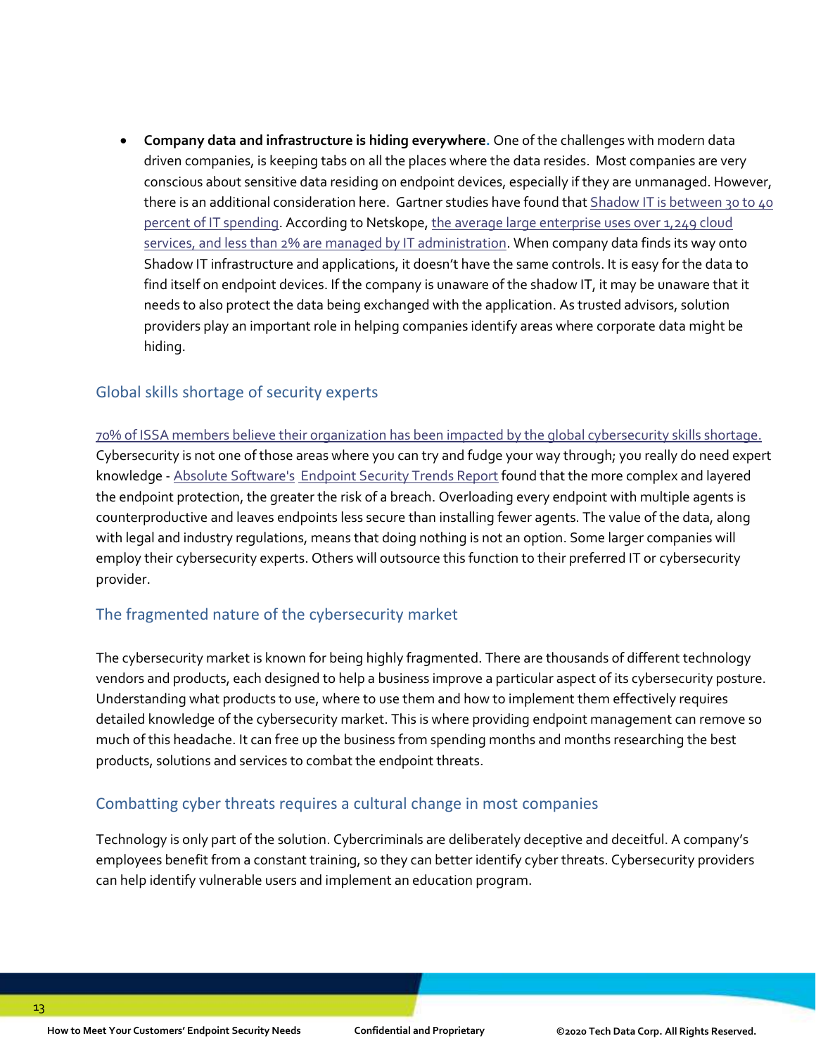- **Company data and infrastructure is hiding everywhere.** One of the challenges with modern data driven companies, is keeping tabs on all the places where the data resides. Most companies are very conscious about sensitive data residing on endpoint devices, especially if they are unmanaged. However, there is an additional consideration here. Gartner studies have found that Shadow IT is between 30 to 40 percent of IT spending. According to Netskope, the average large enterprise uses over 1,249 cloud services, and less than 2% are managed by IT administration. When company data finds its way onto Shadow IT infrastructure and applications, it doesn't have the same controls. It is easy for the data to find itself on endpoint devices. If the company is unaware of the shadow IT, it may be unaware that it needs to also protect the data being exchanged with the application. As trusted advisors, solution providers play an important role in helping companies identify areas where corporate data might be hiding.

## Global skills shortage of security experts

70% of ISSA members believe their organization has been impacted by the global cybersecurity skills shortage. Cybersecurity is not one of those areas where you can try and fudge your way through; you really do need expert knowledge - Absolute Software's Endpoint Security Trends Report found that the more complex and layered the endpoint protection, the greater the risk of a breach. Overloading every endpoint with multiple agents is counterproductive and leaves endpoints less secure than installing fewer agents. The value of the data, along with legal and industry regulations, means that doing nothing is not an option. Some larger companies will employ their cybersecurity experts. Others will outsource this function to their preferred IT or cybersecurity provider.

## The fragmented nature of the cybersecurity market

The cybersecurity market is known for being highly fragmented. There are thousands of different technology vendors and products, each designed to help a business improve a particular aspect of its cybersecurity posture. Understanding what products to use, where to use them and how to implement them effectively requires detailed knowledge of the cybersecurity market. This is where providing endpoint management can remove so much of this headache. It can free up the business from spending months and months researching the best products, solutions and services to combat the endpoint threats.

## Combatting cyber threats requires a cultural change in most companies

Technology is only part of the solution. Cybercriminals are deliberately deceptive and deceitful. A company's employees benefit from a constant training, so they can better identify cyber threats. Cybersecurity providers can help identify vulnerable users and implement an education program.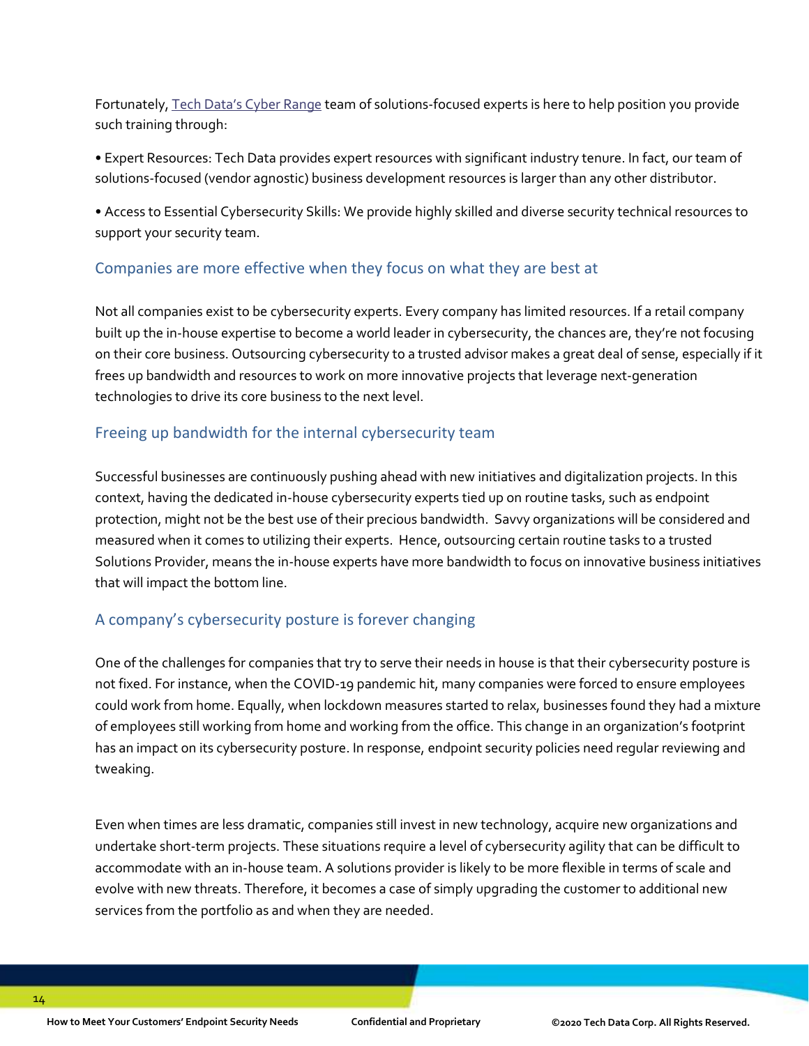Fortunately, [Tech Data's Cyber Range]() team of solutions-focused experts is here to help position you provide such training through:

• Expert Resources: Tech Data provides expert resources with significant industry tenure. In fact, our team of solutions-focused (vendor agnostic) business development resources is larger than any other distributor.

• Access to Essential Cybersecurity Skills: We provide highly skilled and diverse security technical resources to support your security team.

## Companies are more effective when they focus on what they are best at

Not all companies exist to be cybersecurity experts. Every company has limited resources. If a retail company built up the in-house expertise to become a world leader in cybersecurity, the chances are, they're not focusing on their core business. Outsourcing cybersecurity to a trusted advisor makes a great deal of sense, especially if it frees up bandwidth and resources to work on more innovative projects that leverage next-generation technologies to drive its core business to the next level.

## Freeing up bandwidth for the internal cybersecurity team

Successful businesses are continuously pushing ahead with new initiatives and digitalization projects. In this context, having the dedicated in-house cybersecurity experts tied up on routine tasks, such as endpoint protection, might not be the best use of their precious bandwidth. Savvy organizations will be considered and measured when it comes to utilizing their experts. Hence, outsourcing certain routine tasks to a trusted Solutions Provider, means the in-house experts have more bandwidth to focus on innovative business initiatives that will impact the bottom line.

## A company's cybersecurity posture is forever changing

One of the challenges for companies that try to serve their needs in house is that their cybersecurity posture is not fixed. For instance, when the COVID-19 pandemic hit, many companies were forced to ensure employees could work from home. Equally, when lockdown measures started to relax, businesses found they had a mixture of employees still working from home and working from the office. This change in an organization's footprint has an impact on its cybersecurity posture. In response, endpoint security policies need regular reviewing and tweaking.

Even when times are less dramatic, companies still invest in new technology, acquire new organizations and undertake short-term projects. These situations require a level of cybersecurity agility that can be difficult to accommodate with an in-house team. A solutions provider is likely to be more flexible in terms of scale and evolve with new threats. Therefore, it becomes a case of simply upgrading the customer to additional new services from the portfolio as and when they are needed.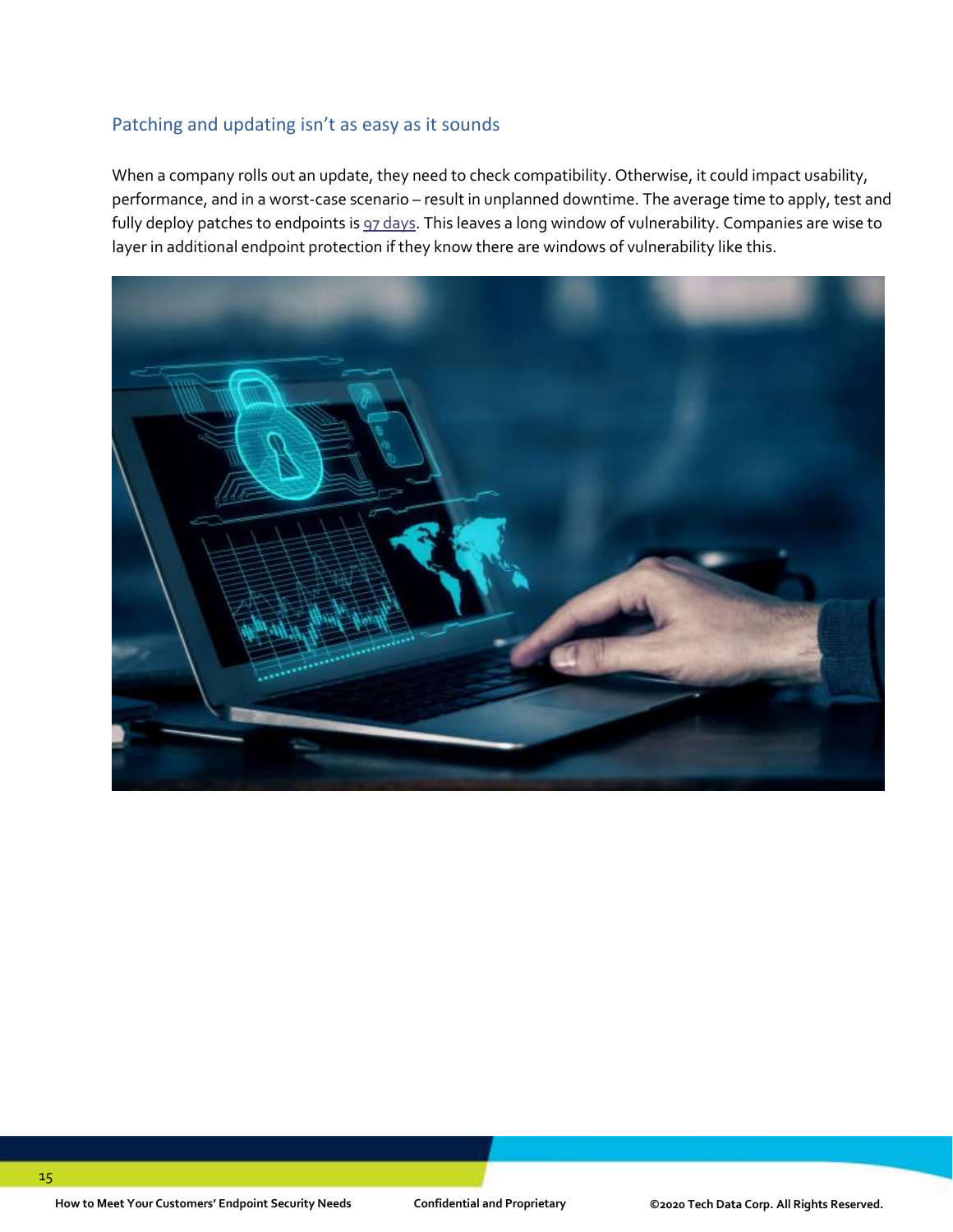## Patching and updating isn't as easy as it sounds

When a company rolls out an update, they need to check compatibility. Otherwise, it could impact usability, performance, and in a worst-case scenario – result in unplanned downtime. The average time to apply, test and fully deploy patches to endpoints is 97 days. This leaves a long window of vulnerability. Companies are wise to layer in additional endpoint protection if they know there are windows of vulnerability like this.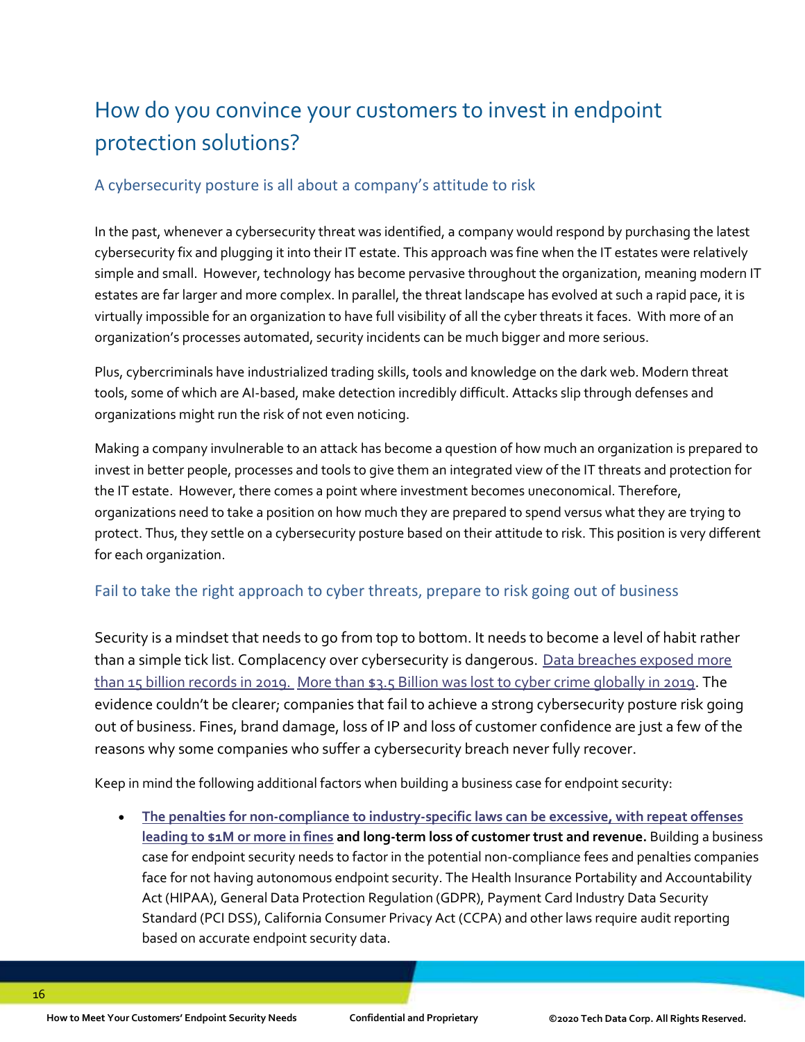# How do you convince your customers to invest in endpoint protection solutions?

## A cybersecurity posture is all about a company's attitude to risk

In the past, whenever a cybersecurity threat was identified, a company would respond by purchasing the latest cybersecurity fix and plugging it into their IT estate. This approach was fine when the IT estates were relatively simple and small. However, technology has become pervasive throughout the organization, meaning modern IT estates are far larger and more complex. In parallel, the threat landscape has evolved at such a rapid pace, it is virtually impossible for an organization to have full visibility of all the cyber threats it faces. With more of an organization's processes automated, security incidents can be much bigger and more serious.

Plus, cybercriminals have industrialized trading skills, tools and knowledge on the dark web. Modern threat tools, some of which are AI-based, make detection incredibly difficult. Attacks slip through defenses and organizations might run the risk of not even noticing.

Making a company invulnerable to an attack has become a question of how much an organization is prepared to invest in better people, processes and tools to give them an integrated view of the IT threats and protection for the IT estate. However, there comes a point where investment becomes uneconomical. Therefore, organizations need to take a position on how much they are prepared to spend versus what they are trying to protect. Thus, they settle on a cybersecurity posture based on their attitude to risk. This position is very different for each organization.

## Fail to take the right approach to cyber threats, prepare to risk going out of business

Security is a mindset that needs to go from top to bottom. It needs to become a level of habit rather than a simple tick list. Complacency over cybersecurity is dangerous. Data breaches exposed more than 15 billion records in 2019. More than $3.5 Billion was lost to cyber crime globally in 2019. The evidence couldn't be clearer; companies that fail to achieve a strong cybersecurity posture risk going out of business. Fines, brand damage, loss of IP and loss of customer confidence are just a few of the reasons why some companies who suffer a cybersecurity breach never fully recover.

Keep in mind the following additional factors when building a business case for endpoint security:

- **The penalties for non-compliance to industry-specific laws can be excessive, with repeat offenses leading to $1M or more in fines and long-term loss of customer trust and revenue.** Building a business case for endpoint security needs to factor in the potential non-compliance fees and penalties companies face for not having autonomous endpoint security. The Health Insurance Portability and Accountability Act (HIPAA), General Data Protection Regulation (GDPR), Payment Card Industry Data Security Standard (PCI DSS), California Consumer Privacy Act (CCPA) and other laws require audit reporting based on accurate endpoint security data.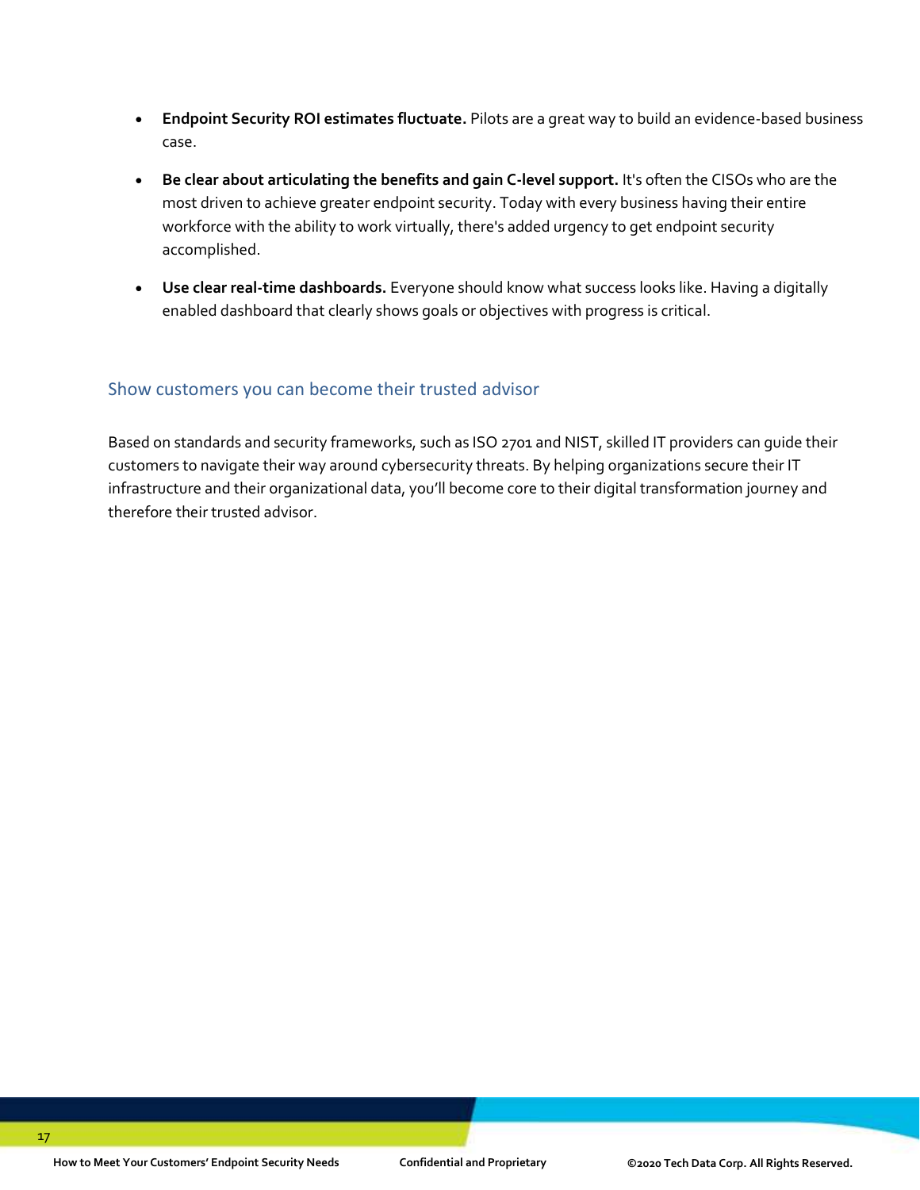- **Endpoint Security ROI estimates fluctuate.** Pilots are a great way to build an evidence-based business case.
- **Be clear about articulating the benefits and gain C-level support.** It's often the CISOs who are the most driven to achieve greater endpoint security. Today with every business having their entire workforce with the ability to work virtually, there's added urgency to get endpoint security accomplished.
- **Use clear real-time dashboards.** Everyone should know what success looks like. Having a digitally enabled dashboard that clearly shows goals or objectives with progress is critical.

## Show customers you can become their trusted advisor

Based on standards and security frameworks, such as ISO 2701 and NIST, skilled IT providers can guide their customers to navigate their way around cybersecurity threats. By helping organizations secure their IT infrastructure and their organizational data, you'll become core to their digital transformation journey and therefore their trusted advisor.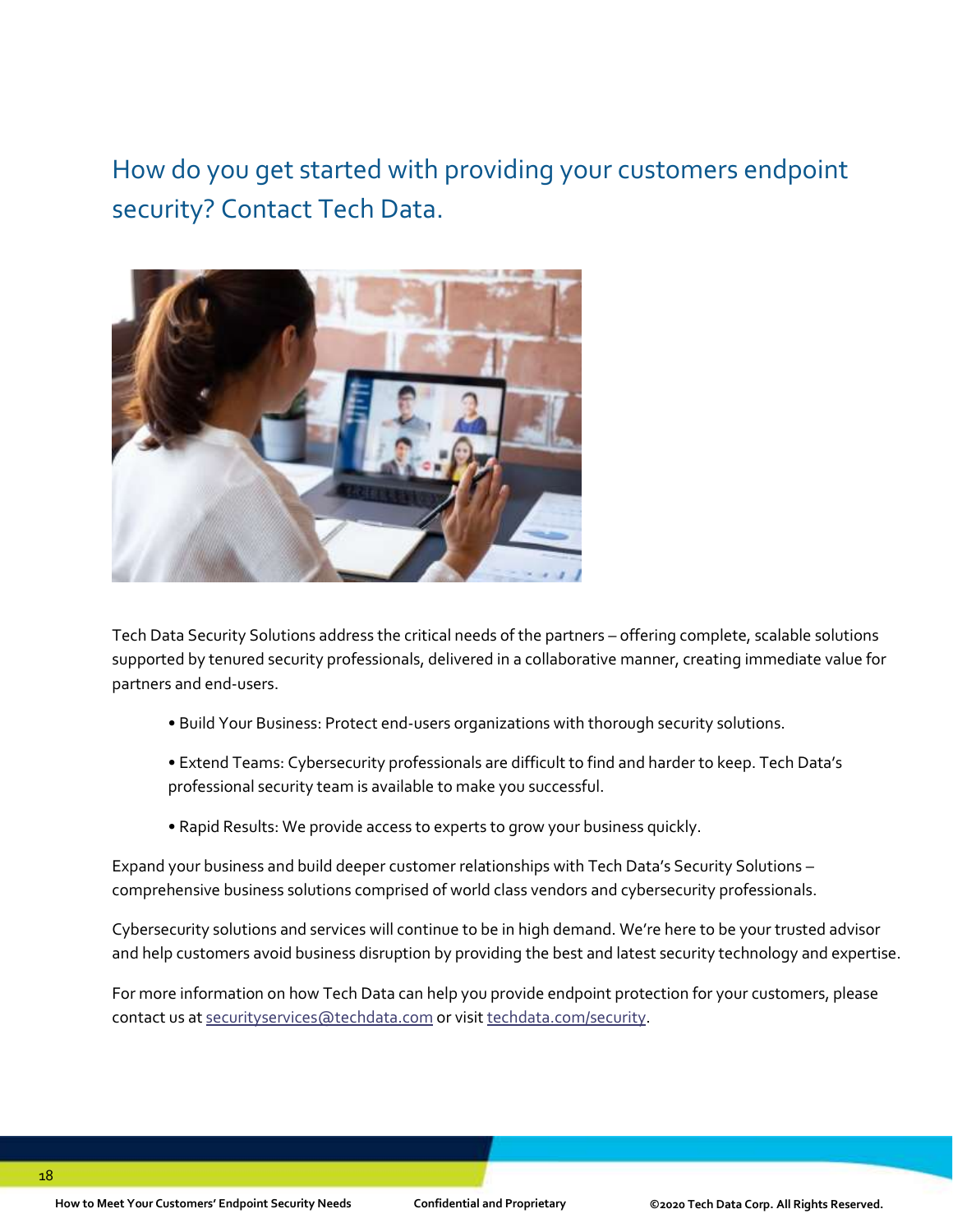## How do you get started with providing your customers endpoint security? Contact Tech Data.

Tech Data Security Solutions address the critical needs of the partners – offering complete, scalable solutions supported by tenured security professionals, delivered in a collaborative manner, creating immediate value for partners and end-users.

- Build Your Business: Protect end-users organizations with thorough security solutions.
- Extend Teams: Cybersecurity professionals are difficult to find and harder to keep. Tech Data's professional security team is available to make you successful.
- Rapid Results: We provide access to experts to grow your business quickly.

Expand your business and build deeper customer relationships with Tech Data's Security Solutions – comprehensive business solutions comprised of world class vendors and cybersecurity professionals.

Cybersecurity solutions and services will continue to be in high demand. We're here to be your trusted advisor and help customers avoid business disruption by providing the best and latest security technology and expertise.

For more information on how Tech Data can help you provide endpoint protection for your customers, please contact us at securityservices@techdata.com or visit techdata.com/security.